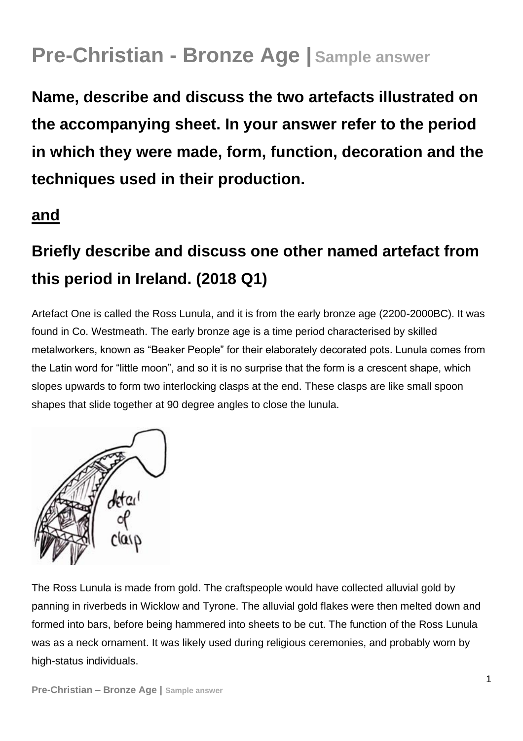# Pre-Christian - Bronze Age | Sample answer

## Name, describe and discuss the two artefacts illustrated on the accompanying sheet. In your answer refer to the period in which they were made, form, function, decoration and the techniques used in their production.

## and

## Briefly describe and discuss one other named artefact from this period in Ireland. (2018 Q1)

Artefact One is called the Ross Lunula, and it is from the early bronze age (2200-2000BC). It was found in Co. Westmeath. The early bronze age is a time period characterised by skilled metalworkers, known as "Beaker People" for their elaborately decorated pots. Lunula comes from the Latin word for "little moon", and so it is no surprise that the form is a crescent shape, which slopes upwards to form two interlocking clasps at the end. These clasps are like small spoon shapes that slide together at 90 degree angles to close the lunula.

The Ross Lunula is made from gold. The craftspeople would have collected alluvial gold by panning in riverbeds in Wicklow and Tyrone. The alluvial gold flakes were then melted down and formed into bars, before being hammered into sheets to be cut. The function of the Ross Lunula was as a neck ornament. It was likely used during religious ceremonies, and probably worn by high-status individuals.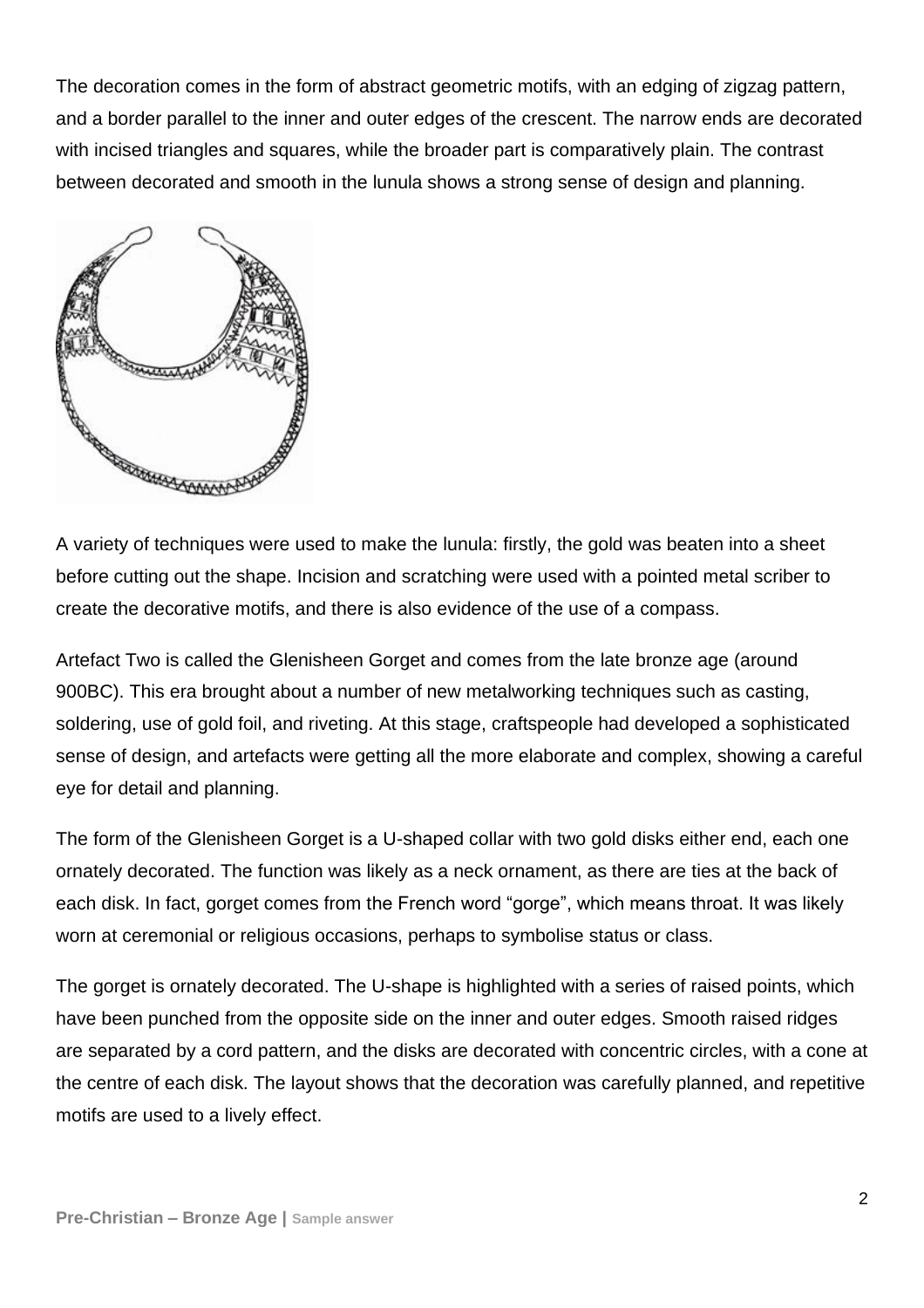The decoration comes in the form of abstract geometric motifs, with an edging of zigzag pattern, and a border parallel to the inner and outer edges of the crescent. The narrow ends are decorated with incised triangles and squares, while the broader part is comparatively plain. The contrast between decorated and smooth in the lunula shows a strong sense of design and planning.

A variety of techniques were used to make the lunula: firstly, the gold was beaten into a sheet before cutting out the shape. Incision and scratching were used with a pointed metal scriber to create the decorative motifs, and there is also evidence of the use of a compass.

Artefact Two is called the Glenisheen Gorget and comes from the late bronze age (around 900BC). This era brought about a number of new metalworking techniques such as casting, soldering, use of gold foil, and riveting. At this stage, craftspeople had developed a sophisticated sense of design, and artefacts were getting all the more elaborate and complex, showing a careful eye for detail and planning.

The form of the Glenisheen Gorget is a U-shaped collar with two gold disks either end, each one ornately decorated. The function was likely as a neck ornament, as there are ties at the back of each disk. In fact, gorget comes from the French word "gorge", which means throat. It was likely worn at ceremonial or religious occasions, perhaps to symbolise status or class.

The gorget is ornately decorated. The U-shape is highlighted with a series of raised points, which have been punched from the opposite side on the inner and outer edges. Smooth raised ridges are separated by a cord pattern, and the disks are decorated with concentric circles, with a cone at the centre of each disk. The layout shows that the decoration was carefully planned, and repetitive motifs are used to a lively effect.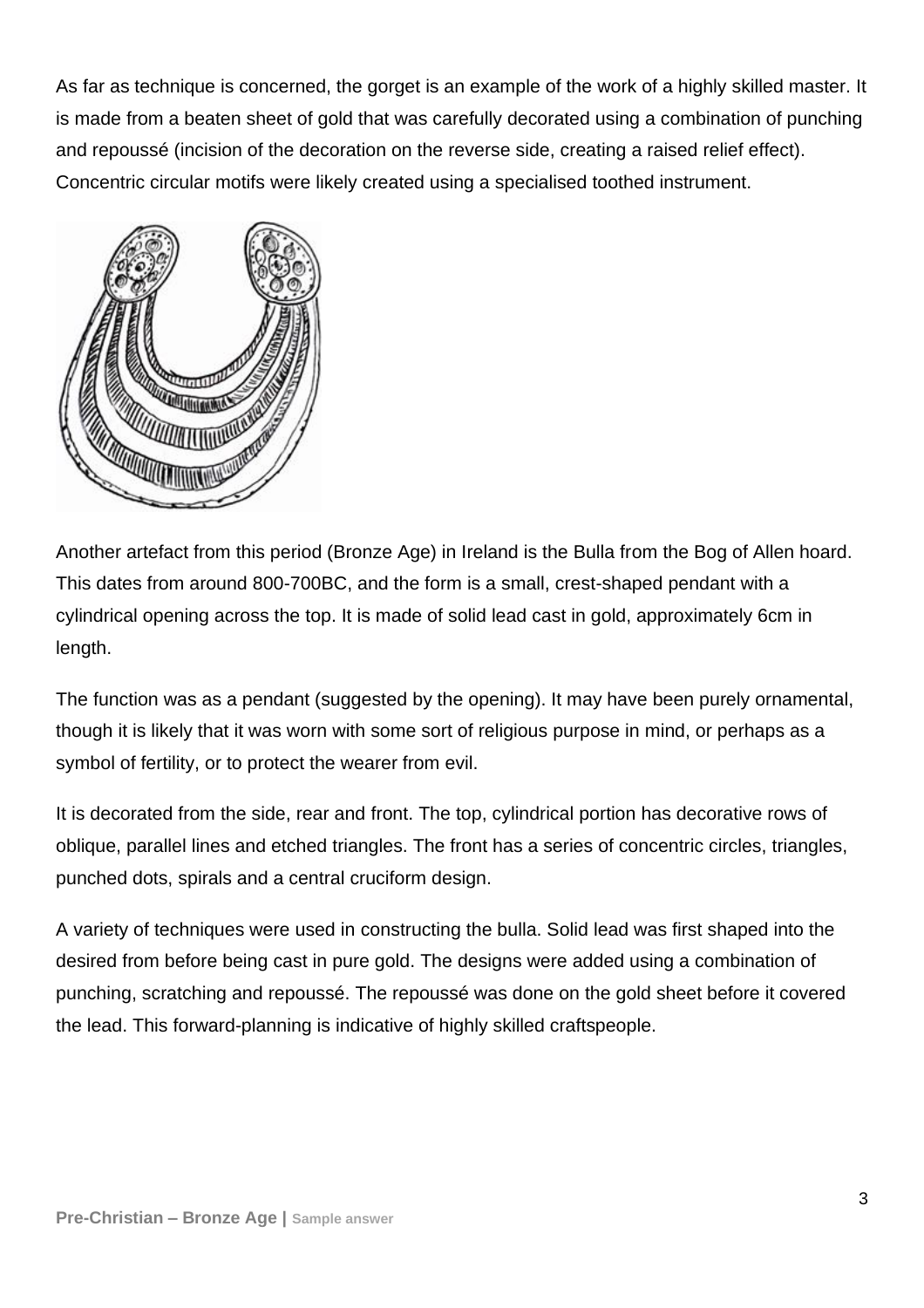As far as technique is concerned, the gorget is an example of the work of a highly skilled master. It is made from a beaten sheet of gold that was carefully decorated using a combination of punching and repoussé (incision of the decoration on the reverse side, creating a raised relief effect). Concentric circular motifs were likely created using a specialised toothed instrument.

Another artefact from this period (Bronze Age) in Ireland is the Bulla from the Bog of Allen hoard. This dates from around 800-700BC, and the form is a small, crest-shaped pendant with a cylindrical opening across the top. It is made of solid lead cast in gold, approximately 6cm in length.

The function was as a pendant (suggested by the opening). It may have been purely ornamental, though it is likely that it was worn with some sort of religious purpose in mind, or perhaps as a symbol of fertility, or to protect the wearer from evil.

It is decorated from the side, rear and front. The top, cylindrical portion has decorative rows of oblique, parallel lines and etched triangles. The front has a series of concentric circles, triangles, punched dots, spirals and a central cruciform design.

A variety of techniques were used in constructing the bulla. Solid lead was first shaped into the desired from before being cast in pure gold. The designs were added using a combination of punching, scratching and repoussé. The repoussé was done on the gold sheet before it covered the lead. This forward-planning is indicative of highly skilled craftspeople.